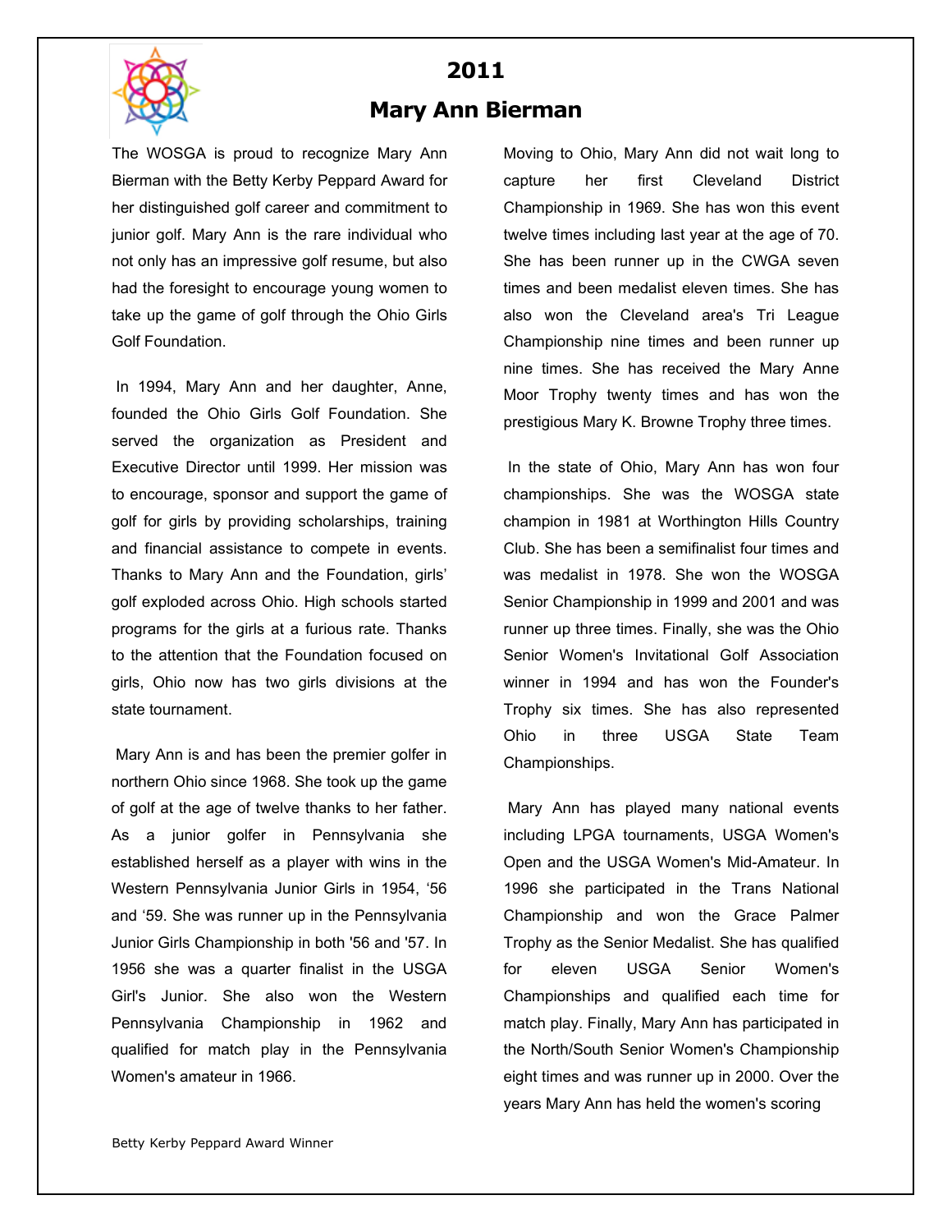# 2011

## Mary Ann Bierman

The WOSGA is proud to recognize Mary Ann Bierman with the Betty Kerby Peppard Award for her distinguished golf career and commitment to junior golf. Mary Ann is the rare individual who not only has an impressive golf resume, but also had the foresight to encourage young women to take up the game of golf through the Ohio Girls Golf Foundation.

In 1994, Mary Ann and her daughter, Anne, founded the Ohio Girls Golf Foundation. She served the organization as President and Executive Director until 1999. Her mission was to encourage, sponsor and support the game of golf for girls by providing scholarships, training and financial assistance to compete in events. Thanks to Mary Ann and the Foundation, girls' golf exploded across Ohio. High schools started programs for the girls at a furious rate. Thanks to the attention that the Foundation focused on girls, Ohio now has two girls divisions at the state tournament.

Mary Ann is and has been the premier golfer in northern Ohio since 1968. She took up the game of golf at the age of twelve thanks to her father. As a junior golfer in Pennsylvania she established herself as a player with wins in the Western Pennsylvania Junior Girls in 1954, '56 and '59. She was runner up in the Pennsylvania Junior Girls Championship in both '56 and '57. In 1956 she was a quarter finalist in the USGA Girl's Junior. She also won the Western Pennsylvania Championship in 1962 and qualified for match play in the Pennsylvania Women's amateur in 1966.

Moving to Ohio, Mary Ann did not wait long to capture her first Cleveland District Championship in 1969. She has won this event twelve times including last year at the age of 70. She has been runner up in the CWGA seven times and been medalist eleven times. She has also won the Cleveland area's Tri League Championship nine times and been runner up nine times. She has received the Mary Anne Moor Trophy twenty times and has won the prestigious Mary K. Browne Trophy three times.

In the state of Ohio, Mary Ann has won four championships. She was the WOSGA state champion in 1981 at Worthington Hills Country Club. She has been a semifinalist four times and was medalist in 1978. She won the WOSGA Senior Championship in 1999 and 2001 and was runner up three times. Finally, she was the Ohio Senior Women's Invitational Golf Association winner in 1994 and has won the Founder's Trophy six times. She has also represented Ohio in three USGA State Team Championships.

Mary Ann has played many national events including LPGA tournaments, USGA Women's Open and the USGA Women's Mid-Amateur. In 1996 she participated in the Trans National Championship and won the Grace Palmer Trophy as the Senior Medalist. She has qualified for eleven USGA Senior Women's Championships and qualified each time for match play. Finally, Mary Ann has participated in the North/South Senior Women's Championship eight times and was runner up in 2000. Over the years Mary Ann has held the women's scoring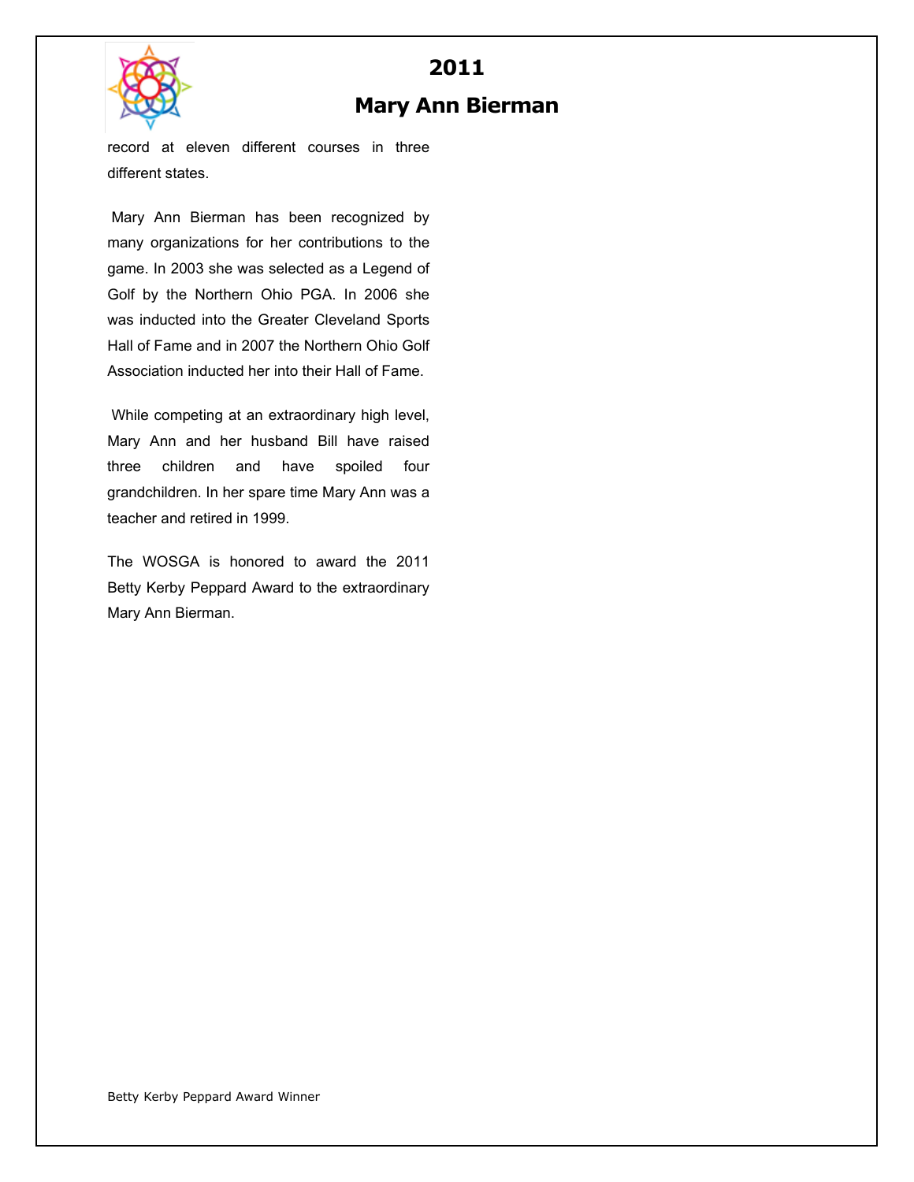# 2011

## Mary Ann Bierman

record at eleven different courses in three different states.

Mary Ann Bierman has been recognized by many organizations for her contributions to the game. In 2003 she was selected as a Legend of Golf by the Northern Ohio PGA. In 2006 she was inducted into the Greater Cleveland Sports Hall of Fame and in 2007 the Northern Ohio Golf Association inducted her into their Hall of Fame.

While competing at an extraordinary high level, Mary Ann and her husband Bill have raised three children and have spoiled four grandchildren. In her spare time Mary Ann was a teacher and retired in 1999.

The WOSGA is honored to award the 2011 Betty Kerby Peppard Award to the extraordinary Mary Ann Bierman.